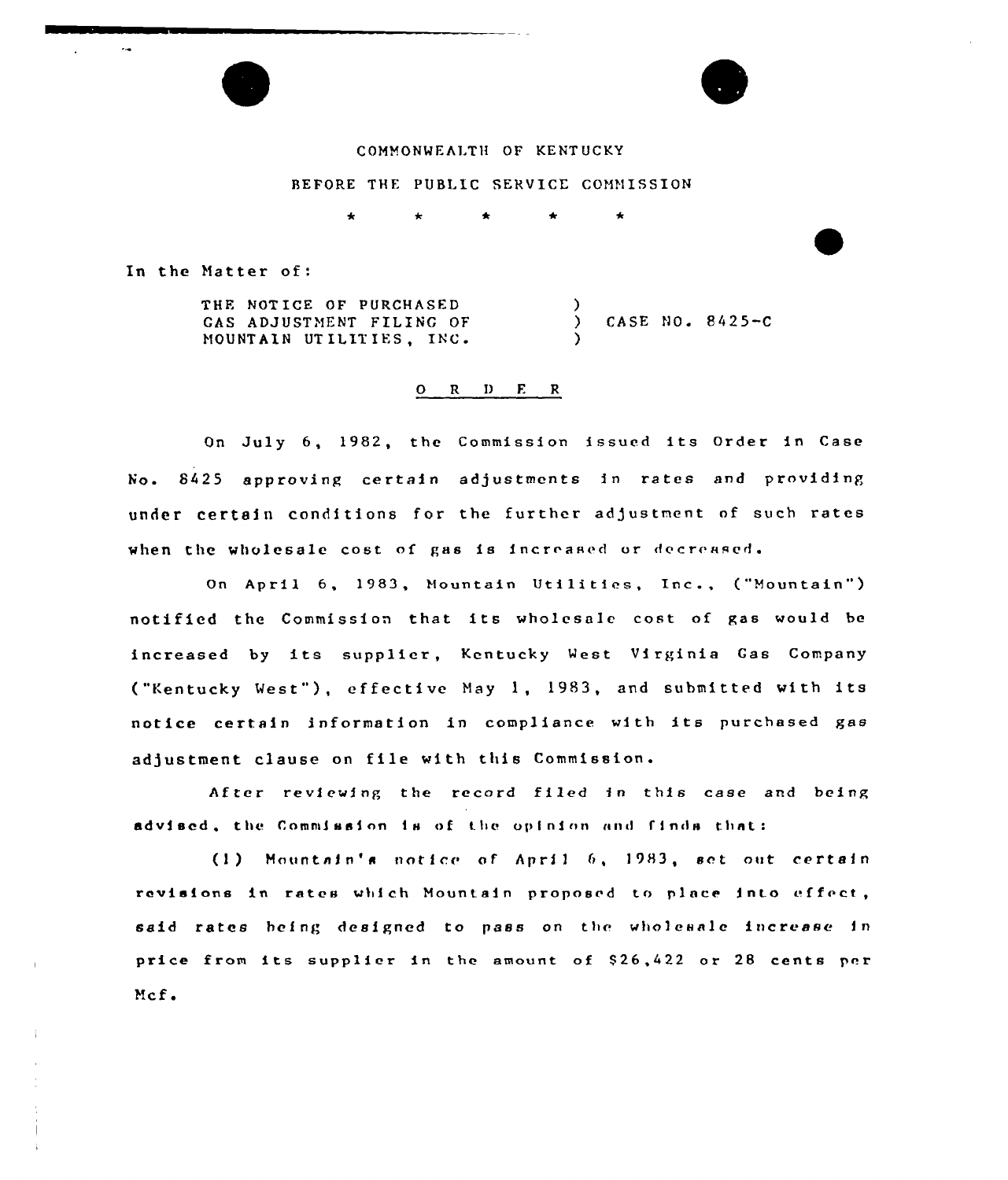COMMONWEALTH OF KENTUCKY

BEFORE THE PUBLIC SERVICE COMMISSION

\* \* \* \* \*

In the Matter of:

| | | |
|---|---|---|
| THE NOTICE OF PURCHASED GAS ADJUSTMENT FILING OF MOUNTAIN UTILITIES, INC. | ) ) ) | CASE NO. 8425-C |

O R D E R

On July 6, 1982, the Commission issued its Order in Case No. 8425 approving certain adjustments in rates and providing under certain conditions for the further adjustment of such rates when the wholesale cost of gas is increased or decreased.

On April 6, 1983, Mountain Utilities, Inc., ("Mountain") notified the Commission that its wholesale cost of gas would be increased by its supplier, Kentucky West Virginia Gas Company ("Kentucky West"), effective May 1, 1983, and submitted with its notice certain information in compliance with its purchased gas adjustment clause on file with this Commission.

After reviewing the record filed in this case and being advised, the Commission is of the opinion and finds that:

(1) Mountain's notice of April 6, 1983, set out certain revisions in rates which Mountain proposed to place into effect, said rates being designed to pass on the wholesale increase in price from its supplier in the amount of $26,422 or 28 cents per Mcf.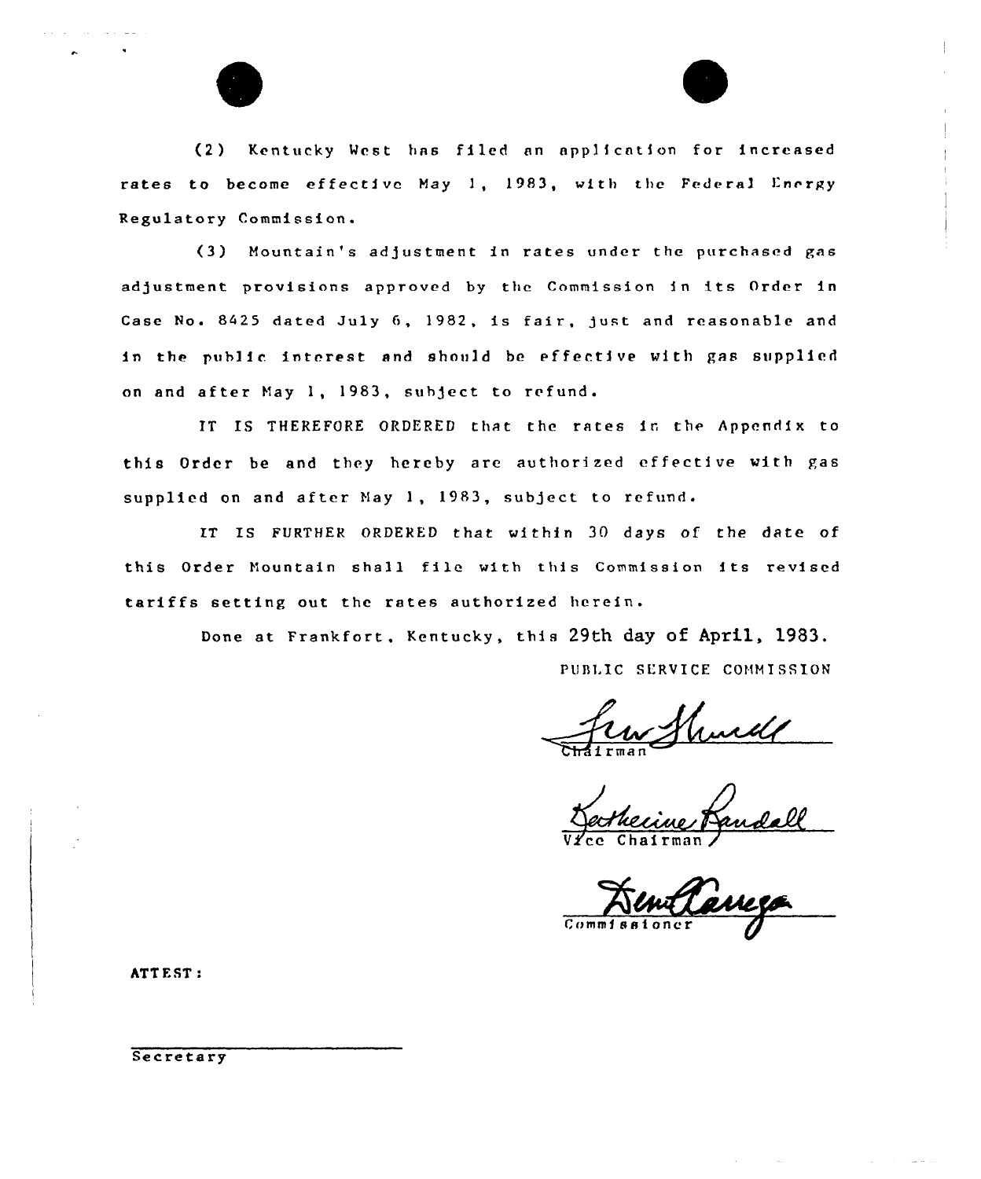(2) Kentucky West has filed an application for increased rates to become effective May 1, 1983, with the Federal Energy Regulatory Commission.

(3) Mountain's adjustment in rates under the purchased gas adjustment provisions approved by the Commission in its Order in Case No. 8425 dated July 6, 1982, is fair, just and reasonable and in the public interest and should be effective with gas supplied on and after May 1, 1983, subject to refund.

IT IS THEREFORE ORDERED that the rates in the Appendix to this Order be and they hereby are authorized effective with gas supplied on and after May 1, 1983, subject to refund.

IT IS FURTHER ORDERED that within 30 days of the date of this Order Mountain shall file with this Commission its revised tariffs setting out the rates authorized herein.

Done at Frankfort, Kentucky, this 29th day of April, 1983.

PUBLIC SERVICE COMMISSION

Chairman

Vice Chairman

Commissioner

ATTEST:

Secretary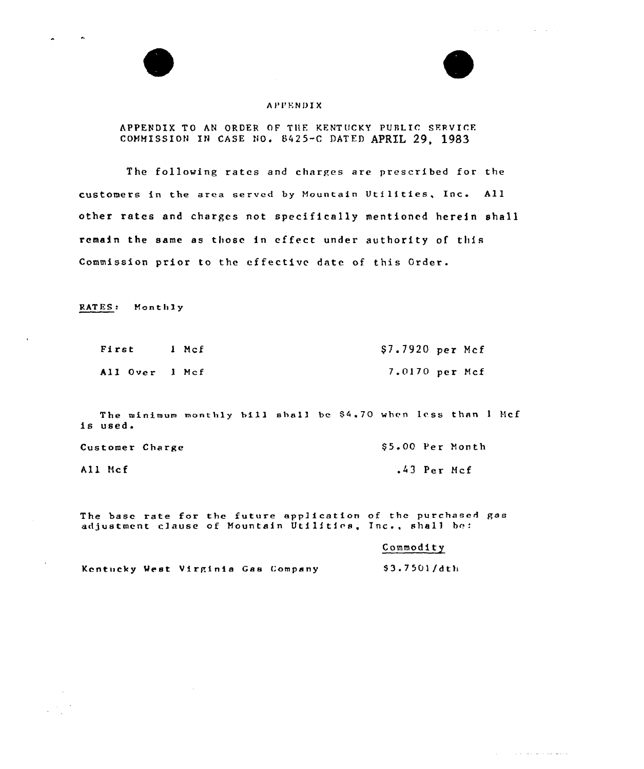# APPENDIX

APPENDIX TO AN ORDER OF THE KENTUCKY PUBLIC SERVICE COMMISSION IN CASE NO. 8425-C DATED APRIL 29, 1983

The following rates and charges are prescribed for the customers in the area served by Mountain Utilities, Inc. All other rates and charges not specifically mentioned herein shall remain the same as those in effect under authority of this Commission prior to the effective date of this Order.

RATES: Monthly

| | | |
|---|---|---|
| First | 1 Mcf | $7.7920 per Mcf |
| All Over | 1 Mcf | 7.0170 per Mcf |

The minimum monthly bill shall be $4.70 when less than 1 Mcf is used.

| | |
|---|---|
| Customer Charge | $5.00 Per Month |
| All Mcf | .43 Per Mcf |

The base rate for the future application of the purchased gas adjustment clause of Mountain Utilities, Inc., shall be:

| | Commodity |
|---|---|
| Kentucky West Virginia Gas Company | $3.7501/dth |